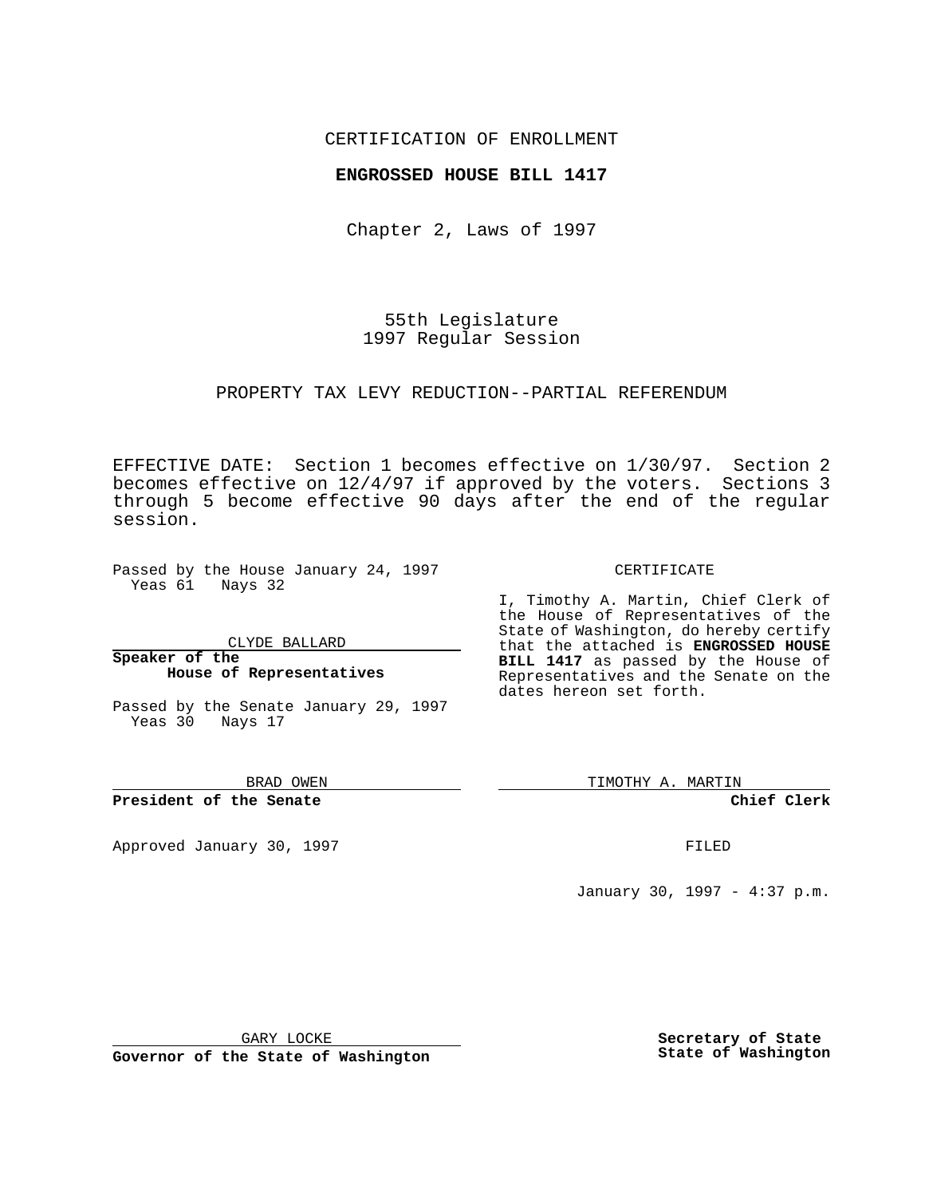CERTIFICATION OF ENROLLMENT

**ENGROSSED HOUSE BILL 1417**

Chapter 2, Laws of 1997

55th Legislature
1997 Regular Session

PROPERTY TAX LEVY REDUCTION--PARTIAL REFERENDUM

EFFECTIVE DATE: Section 1 becomes effective on 1/30/97. Section 2 becomes effective on 12/4/97 if approved by the voters. Sections 3 through 5 become effective 90 days after the end of the regular session.

Passed by the House January 24, 1997
Yeas 61 Nays 32

CLYDE BALLARD

**Speaker of the House of Representatives**

Passed by the Senate January 29, 1997
Yeas 30 Nays 17

BRAD OWEN

**President of the Senate**

Approved January 30, 1997

GARY LOCKE

**Governor of the State of Washington**

CERTIFICATE

I, Timothy A. Martin, Chief Clerk of the House of Representatives of the State of Washington, do hereby certify that the attached is **ENGROSSED HOUSE BILL 1417** as passed by the House of Representatives and the Senate on the dates hereon set forth.

TIMOTHY A. MARTIN

**Chief Clerk**

FILED

January 30, 1997 - 4:37 p.m.

**Secretary of State**
**State of Washington**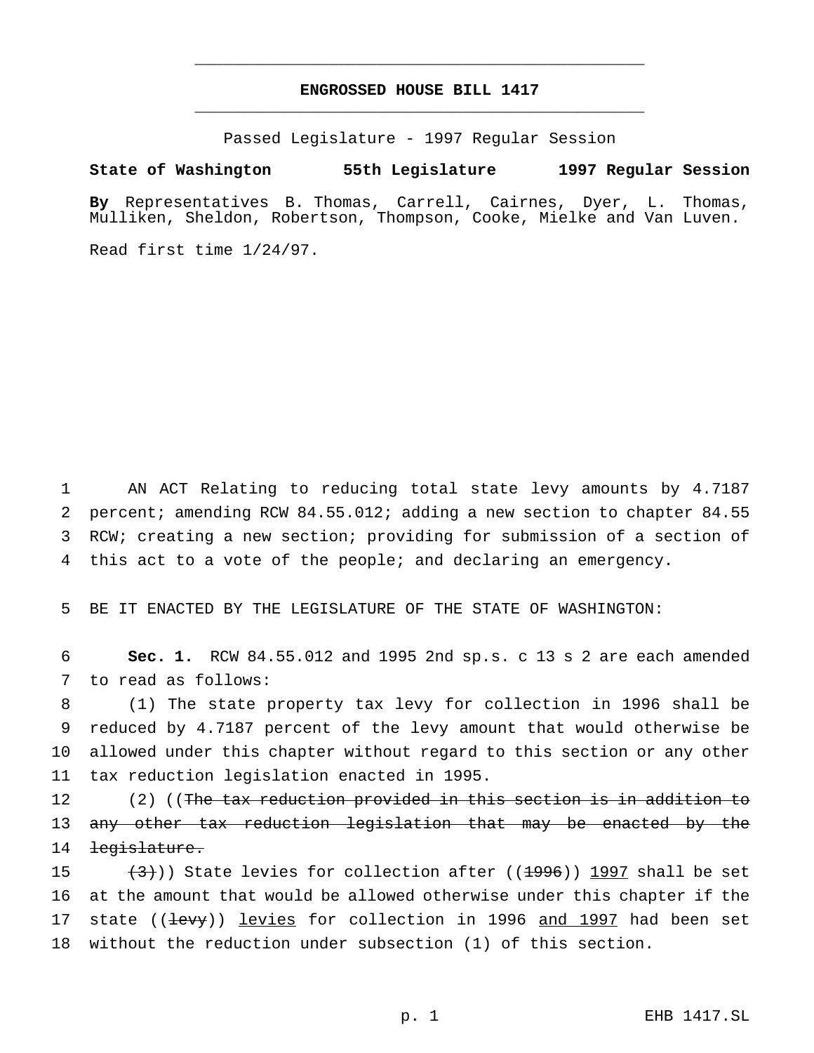# ENGROSSED HOUSE BILL 1417

Passed Legislature - 1997 Regular Session

**State of Washington 55th Legislature 1997 Regular Session**

**By** Representatives B. Thomas, Carrell, Cairnes, Dyer, L. Thomas, Mulliken, Sheldon, Robertson, Thompson, Cooke, Mielke and Van Luven.

Read first time 1/24/97.

AN ACT Relating to reducing total state levy amounts by 4.7187 percent; amending RCW 84.55.012; adding a new section to chapter 84.55 RCW; creating a new section; providing for submission of a section of this act to a vote of the people; and declaring an emergency.

BE IT ENACTED BY THE LEGISLATURE OF THE STATE OF WASHINGTON:

**Sec. 1.** RCW 84.55.012 and 1995 2nd sp.s. c 13 s 2 are each amended to read as follows:

(1) The state property tax levy for collection in 1996 shall be reduced by 4.7187 percent of the levy amount that would otherwise be allowed under this chapter without regard to this section or any other tax reduction legislation enacted in 1995.

(2) ((~~The tax reduction provided in this section is in addition to any other tax reduction legislation that may be enacted by the legislature.~~

~~(3)~~)) State levies for collection after ((~~1996~~)) 1997 shall be set at the amount that would be allowed otherwise under this chapter if the state ((~~levy~~)) levies for collection in 1996 and 1997 had been set without the reduction under subsection (1) of this section.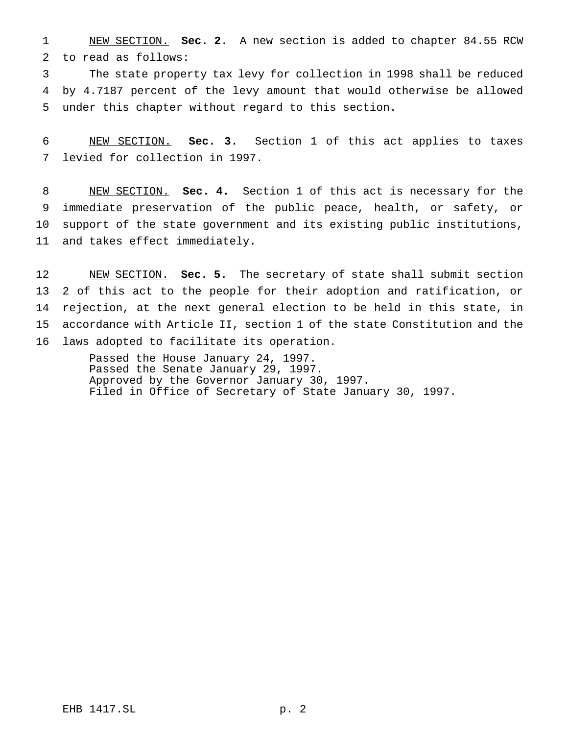NEW SECTION. **Sec. 2.** A new section is added to chapter 84.55 RCW to read as follows:

The state property tax levy for collection in 1998 shall be reduced by 4.7187 percent of the levy amount that would otherwise be allowed under this chapter without regard to this section.

NEW SECTION. **Sec. 3.** Section 1 of this act applies to taxes levied for collection in 1997.

NEW SECTION. **Sec. 4.** Section 1 of this act is necessary for the immediate preservation of the public peace, health, or safety, or support of the state government and its existing public institutions, and takes effect immediately.

NEW SECTION. **Sec. 5.** The secretary of state shall submit section 2 of this act to the people for their adoption and ratification, or rejection, at the next general election to be held in this state, in accordance with Article II, section 1 of the state Constitution and the laws adopted to facilitate its operation.

Passed the House January 24, 1997.
Passed the Senate January 29, 1997.
Approved by the Governor January 30, 1997.
Filed in Office of Secretary of State January 30, 1997.